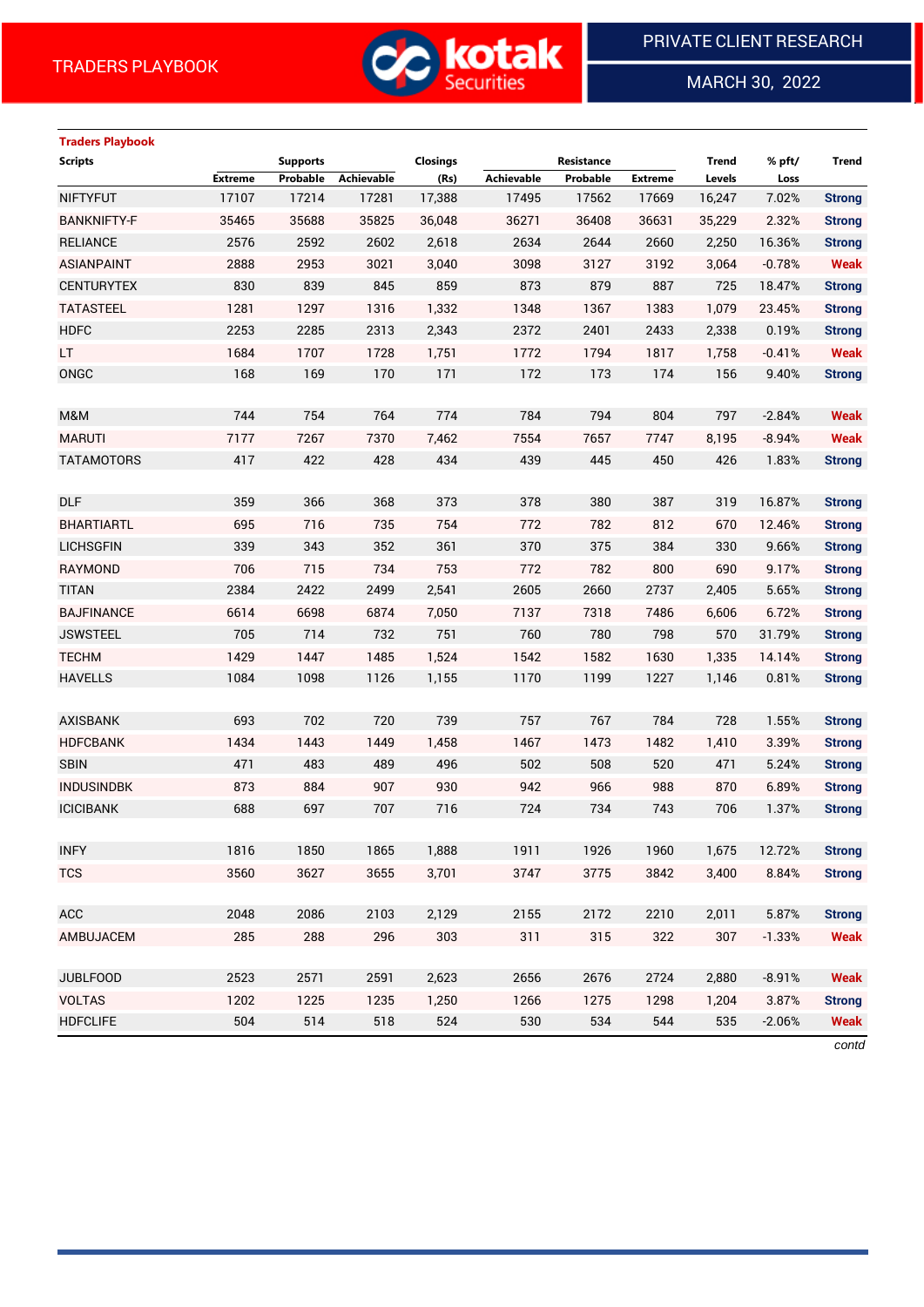## Traders Playbook

| Scripts | Supports | | | Closings | Resistance | | | Trend | % pft/ | Trend |
|---|---|---|---|---|---|---|---|---|---|---|
| | Extreme | Probable | Achievable | (Rs) | Achievable | Probable | Extreme | Levels | Loss | |
| NIFTYFUT | 17107 | 17214 | 17281 | 17,388 | 17495 | 17562 | 17669 | 16,247 | 7.02% | Strong |
| BANKNIFTY-F | 35465 | 35688 | 35825 | 36,048 | 36271 | 36408 | 36631 | 35,229 | 2.32% | Strong |
| RELIANCE | 2576 | 2592 | 2602 | 2,618 | 2634 | 2644 | 2660 | 2,250 | 16.36% | Strong |
| ASIANPAINT | 2888 | 2953 | 3021 | 3,040 | 3098 | 3127 | 3192 | 3,064 | -0.78% | Weak |
| CENTURYTEX | 830 | 839 | 845 | 859 | 873 | 879 | 887 | 725 | 18.47% | Strong |
| TATASTEEL | 1281 | 1297 | 1316 | 1,332 | 1348 | 1367 | 1383 | 1,079 | 23.45% | Strong |
| HDFC | 2253 | 2285 | 2313 | 2,343 | 2372 | 2401 | 2433 | 2,338 | 0.19% | Strong |
| LT | 1684 | 1707 | 1728 | 1,751 | 1772 | 1794 | 1817 | 1,758 | -0.41% | Weak |
| ONGC | 168 | 169 | 170 | 171 | 172 | 173 | 174 | 156 | 9.40% | Strong |
| | | | | | | | | | | |
| M&M | 744 | 754 | 764 | 774 | 784 | 794 | 804 | 797 | -2.84% | Weak |
| MARUTI | 7177 | 7267 | 7370 | 7,462 | 7554 | 7657 | 7747 | 8,195 | -8.94% | Weak |
| TATAMOTORS | 417 | 422 | 428 | 434 | 439 | 445 | 450 | 426 | 1.83% | Strong |
| | | | | | | | | | | |
| DLF | 359 | 366 | 368 | 373 | 378 | 380 | 387 | 319 | 16.87% | Strong |
| BHARTIARTL | 695 | 716 | 735 | 754 | 772 | 782 | 812 | 670 | 12.46% | Strong |
| LICHSGFIN | 339 | 343 | 352 | 361 | 370 | 375 | 384 | 330 | 9.66% | Strong |
| RAYMOND | 706 | 715 | 734 | 753 | 772 | 782 | 800 | 690 | 9.17% | Strong |
| TITAN | 2384 | 2422 | 2499 | 2,541 | 2605 | 2660 | 2737 | 2,405 | 5.65% | Strong |
| BAJFINANCE | 6614 | 6698 | 6874 | 7,050 | 7137 | 7318 | 7486 | 6,606 | 6.72% | Strong |
| JSWSTEEL | 705 | 714 | 732 | 751 | 760 | 780 | 798 | 570 | 31.79% | Strong |
| TECHM | 1429 | 1447 | 1485 | 1,524 | 1542 | 1582 | 1630 | 1,335 | 14.14% | Strong |
| HAVELLS | 1084 | 1098 | 1126 | 1,155 | 1170 | 1199 | 1227 | 1,146 | 0.81% | Strong |
| | | | | | | | | | | |
| AXISBANK | 693 | 702 | 720 | 739 | 757 | 767 | 784 | 728 | 1.55% | Strong |
| HDFCBANK | 1434 | 1443 | 1449 | 1,458 | 1467 | 1473 | 1482 | 1,410 | 3.39% | Strong |
| SBIN | 471 | 483 | 489 | 496 | 502 | 508 | 520 | 471 | 5.24% | Strong |
| INDUSINDBK | 873 | 884 | 907 | 930 | 942 | 966 | 988 | 870 | 6.89% | Strong |
| ICICIBANK | 688 | 697 | 707 | 716 | 724 | 734 | 743 | 706 | 1.37% | Strong |
| | | | | | | | | | | |
| INFY | 1816 | 1850 | 1865 | 1,888 | 1911 | 1926 | 1960 | 1,675 | 12.72% | Strong |
| TCS | 3560 | 3627 | 3655 | 3,701 | 3747 | 3775 | 3842 | 3,400 | 8.84% | Strong |
| | | | | | | | | | | |
| ACC | 2048 | 2086 | 2103 | 2,129 | 2155 | 2172 | 2210 | 2,011 | 5.87% | Strong |
| AMBUJACEM | 285 | 288 | 296 | 303 | 311 | 315 | 322 | 307 | -1.33% | Weak |
| | | | | | | | | | | |
| JUBLFOOD | 2523 | 2571 | 2591 | 2,623 | 2656 | 2676 | 2724 | 2,880 | -8.91% | Weak |
| VOLTAS | 1202 | 1225 | 1235 | 1,250 | 1266 | 1275 | 1298 | 1,204 | 3.87% | Strong |
| HDFCLIFE | 504 | 514 | 518 | 524 | 530 | 534 | 544 | 535 | -2.06% | Weak |

*contd*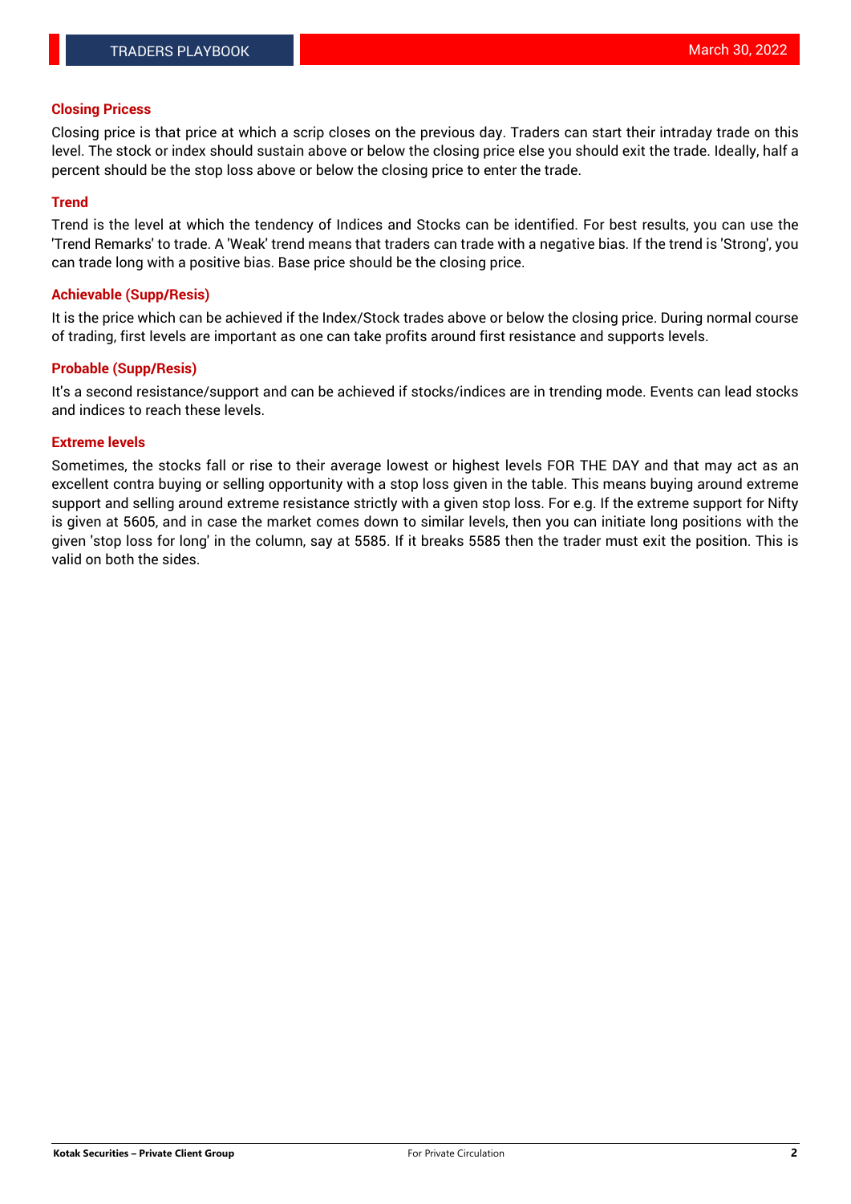## Closing Pricess

Closing price is that price at which a scrip closes on the previous day. Traders can start their intraday trade on this level. The stock or index should sustain above or below the closing price else you should exit the trade. Ideally, half a percent should be the stop loss above or below the closing price to enter the trade.

## Trend

Trend is the level at which the tendency of Indices and Stocks can be identified. For best results, you can use the 'Trend Remarks' to trade. A 'Weak' trend means that traders can trade with a negative bias. If the trend is 'Strong', you can trade long with a positive bias. Base price should be the closing price.

## Achievable (Supp/Resis)

It is the price which can be achieved if the Index/Stock trades above or below the closing price. During normal course of trading, first levels are important as one can take profits around first resistance and supports levels.

## Probable (Supp/Resis)

It's a second resistance/support and can be achieved if stocks/indices are in trending mode. Events can lead stocks and indices to reach these levels.

## Extreme levels

Sometimes, the stocks fall or rise to their average lowest or highest levels FOR THE DAY and that may act as an excellent contra buying or selling opportunity with a stop loss given in the table. This means buying around extreme support and selling around extreme resistance strictly with a given stop loss. For e.g. If the extreme support for Nifty is given at 5605, and in case the market comes down to similar levels, then you can initiate long positions with the given 'stop loss for long' in the column, say at 5585. If it breaks 5585 then the trader must exit the position. This is valid on both the sides.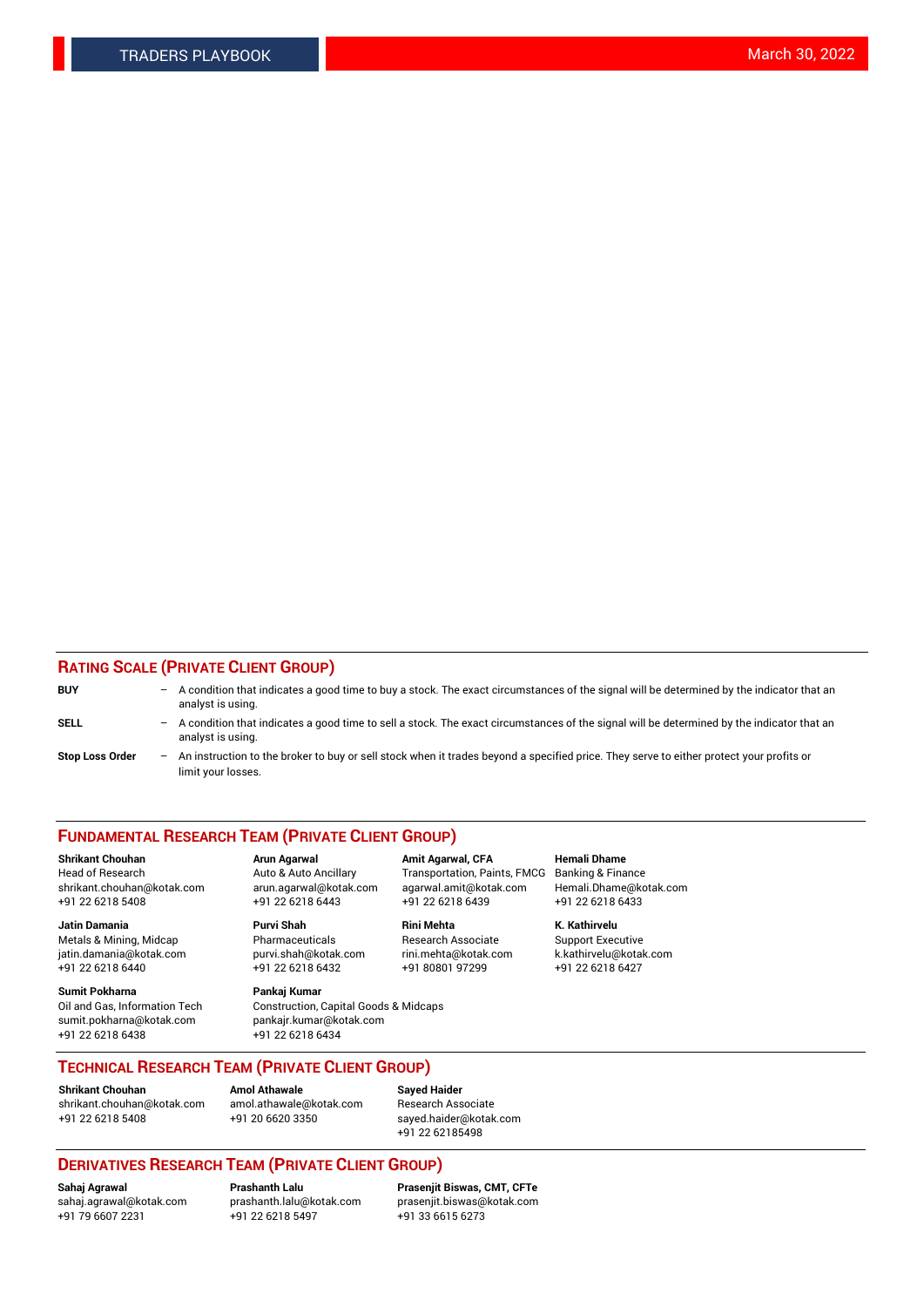## RATING SCALE (PRIVATE CLIENT GROUP)

**BUY** – A condition that indicates a good time to buy a stock. The exact circumstances of the signal will be determined by the indicator that an analyst is using.

**SELL** – A condition that indicates a good time to sell a stock. The exact circumstances of the signal will be determined by the indicator that an analyst is using.

**Stop Loss Order** – An instruction to the broker to buy or sell stock when it trades beyond a specified price. They serve to either protect your profits or limit your losses.

## FUNDAMENTAL RESEARCH TEAM (PRIVATE CLIENT GROUP)

**Shrikant Chouhan**
Head of Research
shrikant.chouhan@kotak.com
+91 22 6218 5408

**Arun Agarwal**
Auto & Auto Ancillary
arun.agarwal@kotak.com
+91 22 6218 6443

**Amit Agarwal, CFA**
Transportation, Paints, FMCG
agarwal.amit@kotak.com
+91 22 6218 6439

**Hemali Dhame**
Banking & Finance
Hemali.Dhame@kotak.com
+91 22 6218 6433

**Jatin Damania**
Metals & Mining, Midcap
jatin.damania@kotak.com
+91 22 6218 6440

**Purvi Shah**
Pharmaceuticals
purvi.shah@kotak.com
+91 22 6218 6432

**Rini Mehta**
Research Associate
rini.mehta@kotak.com
+91 80801 97299

**K. Kathirvelu**
Support Executive
k.kathirvelu@kotak.com
+91 22 6218 6427

**Sumit Pokharna**
Oil and Gas, Information Tech
sumit.pokharna@kotak.com
+91 22 6218 6438

**Pankaj Kumar**
Construction, Capital Goods & Midcaps
pankajr.kumar@kotak.com
+91 22 6218 6434

## TECHNICAL RESEARCH TEAM (PRIVATE CLIENT GROUP)

**Shrikant Chouhan**
shrikant.chouhan@kotak.com
+91 22 6218 5408

**Amol Athawale**
amol.athawale@kotak.com
+91 20 6620 3350

**Sayed Haider**
Research Associate
sayed.haider@kotak.com
+91 22 62185498

## DERIVATIVES RESEARCH TEAM (PRIVATE CLIENT GROUP)

**Sahaj Agrawal**
sahaj.agrawal@kotak.com
+91 79 6607 2231

**Prashanth Lalu**
prashanth.lalu@kotak.com
+91 22 6218 5497

**Prasenjit Biswas, CMT, CFTe**
prasenjit.biswas@kotak.com
+91 33 6615 6273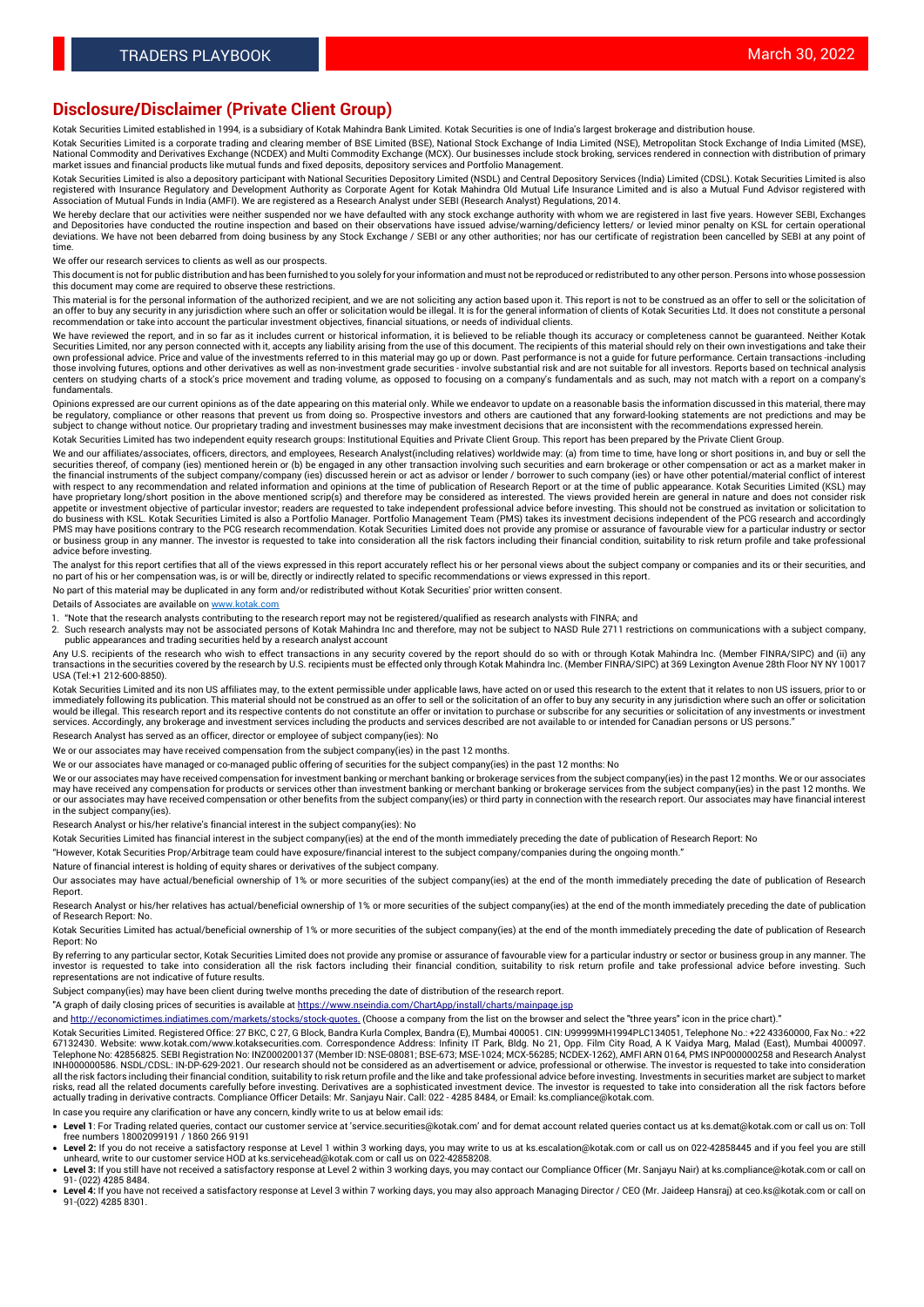# Disclosure/Disclaimer (Private Client Group)

Kotak Securities Limited established in 1994, is a subsidiary of Kotak Mahindra Bank Limited. Kotak Securities is one of India's largest brokerage and distribution house.

Kotak Securities Limited is a corporate trading and clearing member of BSE Limited (BSE), National Stock Exchange of India Limited (NSE), Metropolitan Stock Exchange of India Limited (MSE), National Commodity and Derivatives Exchange (NCDEX) and Multi Commodity Exchange (MCX). Our businesses include stock broking, services rendered in connection with distribution of primary market issues and financial products like mutual funds and fixed deposits, depository services and Portfolio Management.

Kotak Securities Limited is also a depository participant with National Securities Depository Limited (NSDL) and Central Depository Services (India) Limited (CDSL). Kotak Securities Limited is also registered with Insurance Regulatory and Development Authority as Corporate Agent for Kotak Mahindra Old Mutual Life Insurance Limited and is also a Mutual Fund Advisor registered with Association of Mutual Funds in India (AMFI). We are registered as a Research Analyst under SEBI (Research Analyst) Regulations, 2014.

We hereby declare that our activities were neither suspended nor we have defaulted with any stock exchange authority with whom we are registered in last five years. However SEBI, Exchanges and Depositories have conducted the routine inspection and based on their observations have issued advise/warning/deficiency letters/ or levied minor penalty on KSL for certain operational deviations. We have not been debarred from doing business by any Stock Exchange / SEBI or any other authorities; nor has our certificate of registration been cancelled by SEBI at any point of time.

We offer our research services to clients as well as our prospects.

This document is not for public distribution and has been furnished to you solely for your information and must not be reproduced or redistributed to any other person. Persons into whose possession this document may come are required to observe these restrictions.

This material is for the personal information of the authorized recipient, and we are not soliciting any action based upon it. This report is not to be construed as an offer to sell or the solicitation of an offer to buy any security in any jurisdiction where such an offer or solicitation would be illegal. It is for the general information of clients of Kotak Securities Ltd. It does not constitute a personal recommendation or take into account the particular investment objectives, financial situations, or needs of individual clients.

We have reviewed the report, and in so far as it includes current or historical information, it is believed to be reliable though its accuracy or completeness cannot be guaranteed. Neither Kotak Securities Limited, nor any person connected with it, accepts any liability arising from the use of this document. The recipients of this material should rely on their own investigations and take their own professional advice. Price and value of the investments referred to in this material may go up or down. Past performance is not a guide for future performance. Certain transactions -including those involving futures, options and other derivatives as well as non-investment grade securities - involve substantial risk and are not suitable for all investors. Reports based on technical analysis centers on studying charts of a stock's price movement and trading volume, as opposed to focusing on a company's fundamentals and as such, may not match with a report on a company's fundamentals.

Opinions expressed are our current opinions as of the date appearing on this material only. While we endeavor to update on a reasonable basis the information discussed in this material, there may be regulatory, compliance or other reasons that prevent us from doing so. Prospective investors and others are cautioned that any forward-looking statements are not predictions and may be subject to change without notice. Our proprietary trading and investment businesses may make investment decisions that are inconsistent with the recommendations expressed herein.

Kotak Securities Limited has two independent equity research groups: Institutional Equities and Private Client Group. This report has been prepared by the Private Client Group.

We and our affiliates/associates, officers, directors, and employees, Research Analyst(including relatives) worldwide may: (a) from time to time, have long or short positions in, and buy or sell the securities thereof, of company (ies) mentioned herein or (b) be engaged in any other transaction involving such securities and earn brokerage or other compensation or act as a market maker in the financial instruments of the subject company/company (ies) discussed herein or act as advisor or lender / borrower to such company (ies) or have other potential/material conflict of interest with respect to any recommendation and related information and opinions at the time of publication of Research Report or at the time of public appearance. Kotak Securities Limited (KSL) may have proprietary long/short position in the above mentioned scrip(s) and therefore may be considered as interested. The views provided herein are general in nature and does not consider risk appetite or investment objective of particular investor; readers are requested to take independent professional advice before investing. This should not be construed as invitation or solicitation to do business with KSL. Kotak Securities Limited is also a Portfolio Manager. Portfolio Management Team (PMS) takes its investment decisions independent of the PCG research and accordingly PMS may have positions contrary to the PCG research recommendation. Kotak Securities Limited does not provide any promise or assurance of favourable view for a particular industry or sector or business group in any manner. The investor is requested to take into consideration all the risk factors including their financial condition, suitability to risk return profile and take professional advice before investing.

The analyst for this report certifies that all of the views expressed in this report accurately reflect his or her personal views about the subject company or companies and its or their securities, and no part of his or her compensation was, is or will be, directly or indirectly related to specific recommendations or views expressed in this report.

No part of this material may be duplicated in any form and/or redistributed without Kotak Securities' prior written consent.

Details of Associates are available on www.kotak.com

1. "Note that the research analysts contributing to the research report may not be registered/qualified as research analysts with FINRA; and
2. Such research analysts may not be associated persons of Kotak Mahindra Inc and therefore, may not be subject to NASD Rule 2711 restrictions on communications with a subject company, public appearances and trading securities held by a research analyst account

Any U.S. recipients of the research who wish to effect transactions in any security covered by the report should do so with or through Kotak Mahindra Inc. (Member FINRA/SIPC) and (ii) any transactions in the securities covered by the research by U.S. recipients must be effected only through Kotak Mahindra Inc. (Member FINRA/SIPC) at 369 Lexington Avenue 28th Floor NY NY 10017 USA (Tel:+1 212-600-8850).

Kotak Securities Limited and its non US affiliates may, to the extent permissible under applicable laws, have acted on or used this research to the extent that it relates to non US issuers, prior to or immediately following its publication. This material should not be construed as an offer to sell or the solicitation of an offer to buy any security in any jurisdiction where such an offer or solicitation would be illegal. This research report and its respective contents do not constitute an offer or invitation to purchase or subscribe for any securities or solicitation of any investments or investment services. Accordingly, any brokerage and investment services including the products and services described are not available to or intended for Canadian persons or US persons."

Research Analyst has served as an officer, director or employee of subject company(ies): No

We or our associates may have received compensation from the subject company(ies) in the past 12 months.

We or our associates have managed or co-managed public offering of securities for the subject company(ies) in the past 12 months: No

We or our associates may have received compensation for investment banking or merchant banking or brokerage services from the subject company(ies) in the past 12 months. We or our associates may have received any compensation for products or services other than investment banking or merchant banking or brokerage services from the subject company(ies) in the past 12 months. We or our associates may have received compensation or other benefits from the subject company(ies) or third party in connection with the research report. Our associates may have financial interest in the subject company(ies).

Research Analyst or his/her relative's financial interest in the subject company(ies): No

Kotak Securities Limited has financial interest in the subject company(ies) at the end of the month immediately preceding the date of publication of Research Report: No

"However, Kotak Securities Prop/Arbitrage team could have exposure/financial interest to the subject company/companies during the ongoing month."

Nature of financial interest is holding of equity shares or derivatives of the subject company.

Our associates may have actual/beneficial ownership of 1% or more securities of the subject company(ies) at the end of the month immediately preceding the date of publication of Research Report.

Research Analyst or his/her relatives has actual/beneficial ownership of 1% or more securities of the subject company(ies) at the end of the month immediately preceding the date of publication of Research Report: No.

Kotak Securities Limited has actual/beneficial ownership of 1% or more securities of the subject company(ies) at the end of the month immediately preceding the date of publication of Research Report: No

By referring to any particular sector, Kotak Securities Limited does not provide any promise or assurance of favourable view for a particular industry or sector or business group in any manner. The investor is requested to take into consideration all the risk factors including their financial condition, suitability to risk return profile and take professional advice before investing. Such representations are not indicative of future results.

Subject company(ies) may have been client during twelve months preceding the date of distribution of the research report.

"A graph of daily closing prices of securities is available at https://www.nseindia.com/ChartApp/install/charts/mainpage.jsp

and http://economictimes.indiatimes.com/markets/stocks/stock-quotes. (Choose a company from the list on the browser and select the "three years" icon in the price chart)."

Kotak Securities Limited. Registered Office: 27 BKC, C 27, G Block, Bandra Kurla Complex, Bandra (E), Mumbai 400051. CIN: U99999MH1994PLC134051, Telephone No.: +22 43360000, Fax No.: +22 67132430. Website: www.kotak.com/www.kotaksecurities.com. Correspondence Address: Infinity IT Park, Bldg. No 21, Opp. Film City Road, A K Vaidya Marg, Malad (East), Mumbai 400097. Telephone No: 42856825. SEBI Registration No: INZ000200137 (Member ID: NSE-08081; BSE-673; MSE-1024; MCX-56285; NCDEX-1262), AMFI ARN 0164, PMS INP000000258 and Research Analyst INH000000586. NSDL/CDSL: IN-DP-629-2021. Our research should not be considered as an advertisement or advice, professional or otherwise. The investor is requested to take into consideration all the risk factors including their financial condition, suitability to risk return profile and the like and take professional advice before investing. Investments in securities market are subject to market risks, read all the related documents carefully before investing. Derivatives are a sophisticated investment device. The investor is requested to take into consideration all the risk factors before actually trading in derivative contracts. Compliance Officer Details: Mr. Sanjayu Nair. Call: 022 - 4285 8484, or Email: ks.compliance@kotak.com.

In case you require any clarification or have any concern, kindly write to us at below email ids:

- **Level 1**: For Trading related queries, contact our customer service at 'service.securities@kotak.com' and for demat account related queries contact us at ks.demat@kotak.com or call us on: Toll free numbers 18002099191 / 1860 266 9191
- **Level 2:** If you do not receive a satisfactory response at Level 1 within 3 working days, you may write to us at ks.escalation@kotak.com or call us on 022-42858445 and if you feel you are still unheard, write to our customer service HOD at ks.servicehead@kotak.com or call us on 022-42858208.
- **Level 3:** If you still have not received a satisfactory response at Level 2 within 3 working days, you may contact our Compliance Officer (Mr. Sanjayu Nair) at ks.compliance@kotak.com or call on 91- (022) 4285 8484.
- **Level 4:** If you have not received a satisfactory response at Level 3 within 7 working days, you may also approach Managing Director / CEO (Mr. Jaideep Hansraj) at ceo.ks@kotak.com or call on 91-(022) 4285 8301.